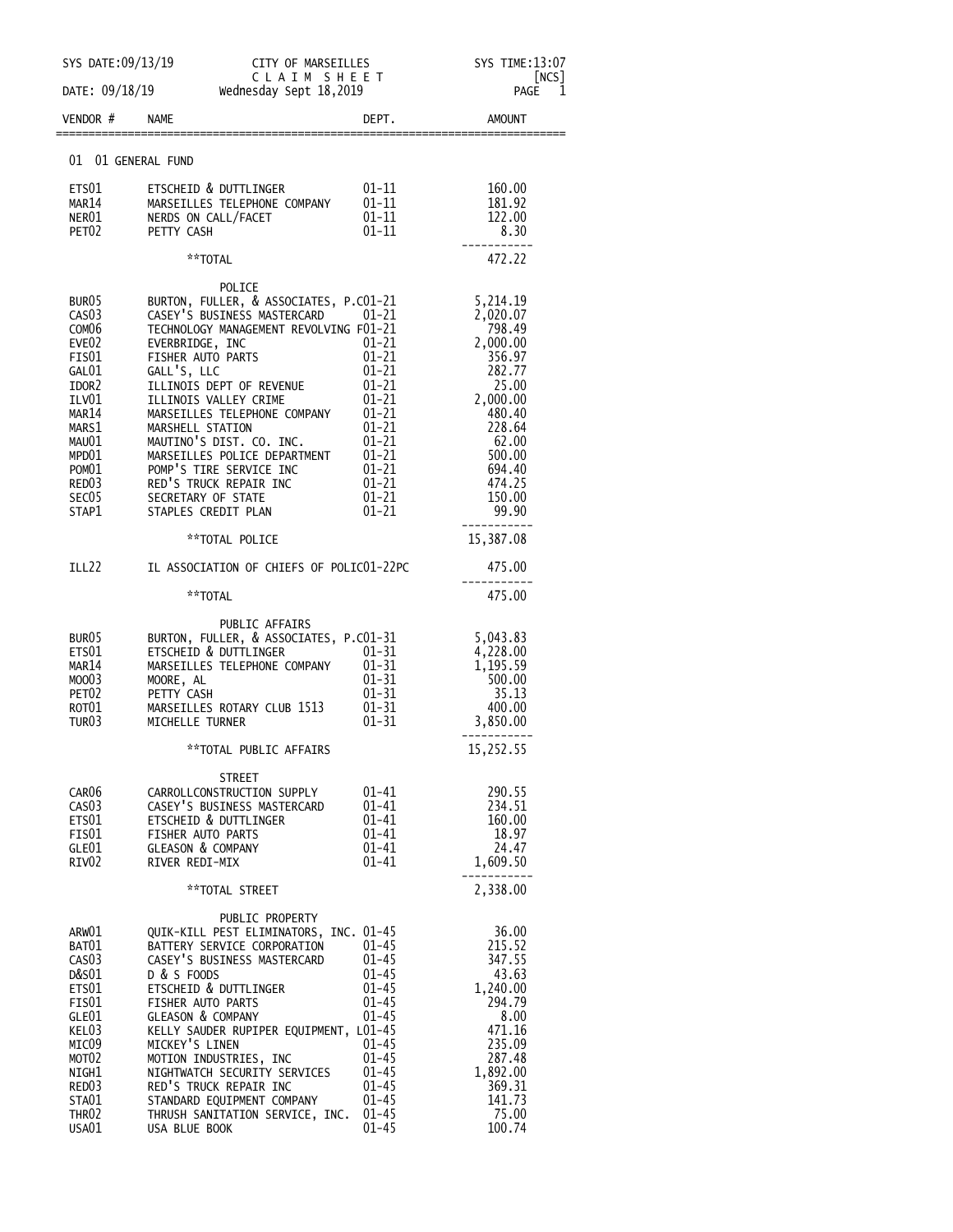SYS DATE:09/13/19 CITY OF MARSEILLES SYS TIME:13:07

CLAIM SHEET [NCS]

DATE: 09/18/19 Wednesday Sept 18,2019

| VENDOR # | NAME | DEPT. | AMOUNT |
|---|---|---|---|
| | **01 01 GENERAL FUND** | | |
| ETS01 | ETSCHEID & DUTTLINGER | 01-11 | 160.00 |
| MAR14 | MARSEILLES TELEPHONE COMPANY | 01-11 | 181.92 |
| NER01 | NERDS ON CALL/FACET | 01-11 | 122.00 |
| PET02 | PETTY CASH | 01-11 | 8.30 |
| | **TOTAL | | 472.22 |
| | **POLICE** | | |
| BUR05 | BURTON, FULLER, & ASSOCIATES, P.C | 01-21 | 5,214.19 |
| CAS03 | CASEY'S BUSINESS MASTERCARD | 01-21 | 2,020.07 |
| COM06 | TECHNOLOGY MANAGEMENT REVOLVING F | 01-21 | 798.49 |
| EVE02 | EVERBRIDGE, INC | 01-21 | 2,000.00 |
| FIS01 | FISHER AUTO PARTS | 01-21 | 356.97 |
| GAL01 | GALL'S, LLC | 01-21 | 282.77 |
| IDOR2 | ILLINOIS DEPT OF REVENUE | 01-21 | 25.00 |
| ILV01 | ILLINOIS VALLEY CRIME | 01-21 | 2,000.00 |
| MAR14 | MARSEILLES TELEPHONE COMPANY | 01-21 | 480.40 |
| MARS1 | MARSHELL STATION | 01-21 | 228.64 |
| MAU01 | MAUTINO'S DIST. CO. INC. | 01-21 | 62.00 |
| MPD01 | MARSEILLES POLICE DEPARTMENT | 01-21 | 500.00 |
| POM01 | POMP'S TIRE SERVICE INC | 01-21 | 694.40 |
| RED03 | RED'S TRUCK REPAIR INC | 01-21 | 474.25 |
| SEC05 | SECRETARY OF STATE | 01-21 | 150.00 |
| STAP1 | STAPLES CREDIT PLAN | 01-21 | 99.90 |
| | **TOTAL POLICE | | 15,387.08 |
| ILL22 | IL ASSOCIATION OF CHIEFS OF POLIC | 01-22PC | 475.00 |
| | **TOTAL | | 475.00 |
| | **PUBLIC AFFAIRS** | | |
| BUR05 | BURTON, FULLER, & ASSOCIATES, P.C | 01-31 | 5,043.83 |
| ETS01 | ETSCHEID & DUTTLINGER | 01-31 | 4,228.00 |
| MAR14 | MARSEILLES TELEPHONE COMPANY | 01-31 | 1,195.59 |
| MOO03 | MOORE, AL | 01-31 | 500.00 |
| PET02 | PETTY CASH | 01-31 | 35.13 |
| ROT01 | MARSEILLES ROTARY CLUB 1513 | 01-31 | 400.00 |
| TUR03 | MICHELLE TURNER | 01-31 | 3,850.00 |
| | **TOTAL PUBLIC AFFAIRS | | 15,252.55 |
| | **STREET** | | |
| CAR06 | CARROLLCONSTRUCTION SUPPLY | 01-41 | 290.55 |
| CAS03 | CASEY'S BUSINESS MASTERCARD | 01-41 | 234.51 |
| ETS01 | ETSCHEID & DUTTLINGER | 01-41 | 160.00 |
| FIS01 | FISHER AUTO PARTS | 01-41 | 18.97 |
| GLE01 | GLEASON & COMPANY | 01-41 | 24.47 |
| RIV02 | RIVER REDI-MIX | 01-41 | 1,609.50 |
| | **TOTAL STREET | | 2,338.00 |
| | **PUBLIC PROPERTY** | | |
| ARW01 | QUIK-KILL PEST ELIMINATORS, INC. | 01-45 | 36.00 |
| BAT01 | BATTERY SERVICE CORPORATION | 01-45 | 215.52 |
| CAS03 | CASEY'S BUSINESS MASTERCARD | 01-45 | 347.55 |
| D&S01 | D & S FOODS | 01-45 | 43.63 |
| ETS01 | ETSCHEID & DUTTLINGER | 01-45 | 1,240.00 |
| FIS01 | FISHER AUTO PARTS | 01-45 | 294.79 |
| GLE01 | GLEASON & COMPANY | 01-45 | 8.00 |
| KEL03 | KELLY SAUDER RUPIPER EQUIPMENT, L | 01-45 | 471.16 |
| MIC09 | MICKEY'S LINEN | 01-45 | 235.09 |
| MOT02 | MOTION INDUSTRIES, INC | 01-45 | 287.48 |
| NIGH1 | NIGHTWATCH SECURITY SERVICES | 01-45 | 1,892.00 |
| RED03 | RED'S TRUCK REPAIR INC | 01-45 | 369.31 |
| STA01 | STANDARD EQUIPMENT COMPANY | 01-45 | 141.73 |
| THR02 | THRUSH SANITATION SERVICE, INC. | 01-45 | 75.00 |
| USA01 | USA BLUE BOOK | 01-45 | 100.74 |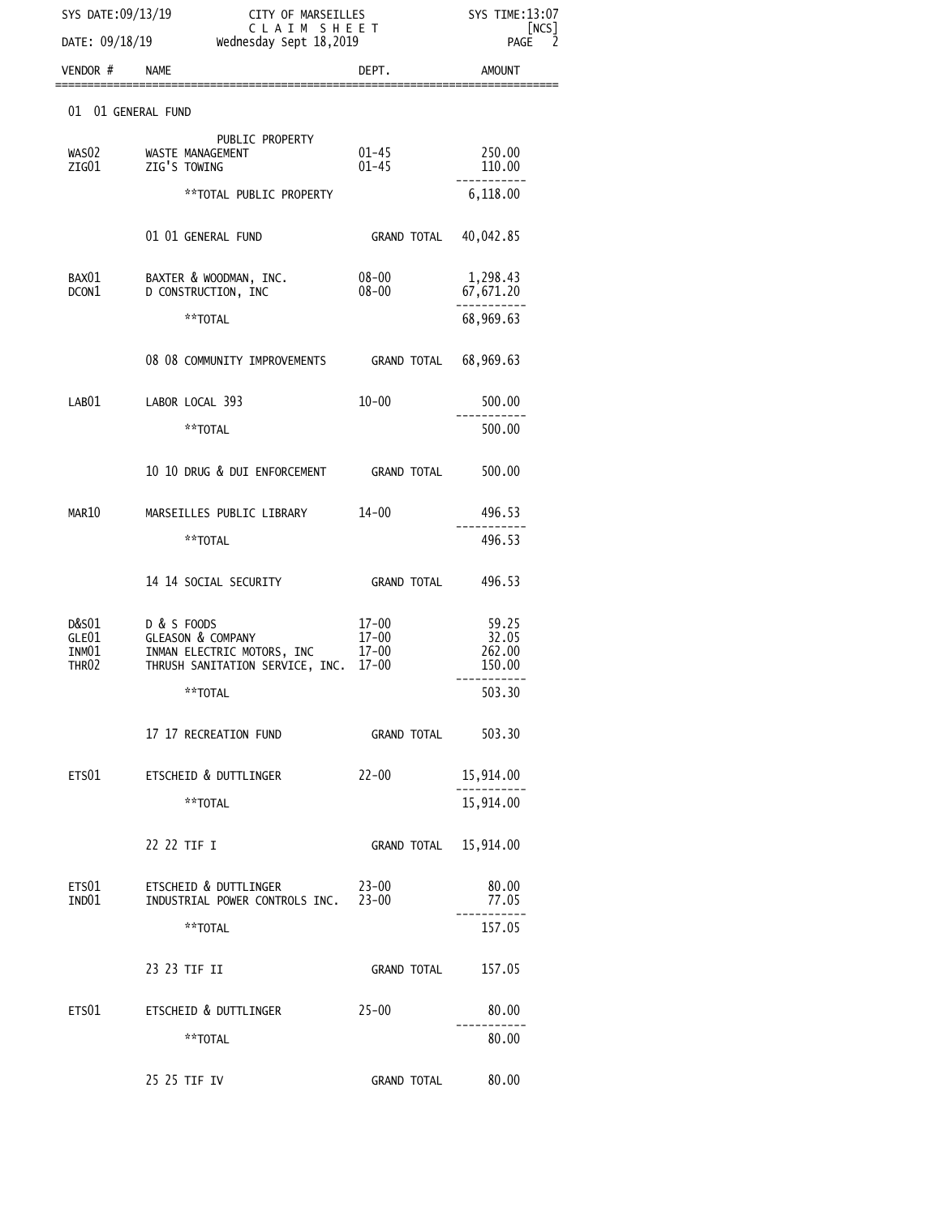SYS DATE:09/13/19 CITY OF MARSEILLES SYS TIME:13:07

CLAIM SHEET [NCS]

DATE: 09/18/19 Wednesday Sept 18,2019

| VENDOR # | NAME | DEPT. | AMOUNT |
|---|---|---|---|
| 01 01 GENERAL FUND | | | |
| | PUBLIC PROPERTY | | |
| WAS02 | WASTE MANAGEMENT | 01-45 | 250.00 |
| ZIG01 | ZIG'S TOWING | 01-45 | 110.00 |
| | **TOTAL PUBLIC PROPERTY | | 6,118.00 |
| | 01 01 GENERAL FUND | GRAND TOTAL | 40,042.85 |
| BAX01 | BAXTER & WOODMAN, INC. | 08-00 | 1,298.43 |
| DCON1 | D CONSTRUCTION, INC | 08-00 | 67,671.20 |
| | **TOTAL | | 68,969.63 |
| | 08 08 COMMUNITY IMPROVEMENTS | GRAND TOTAL | 68,969.63 |
| LAB01 | LABOR LOCAL 393 | 10-00 | 500.00 |
| | **TOTAL | | 500.00 |
| | 10 10 DRUG & DUI ENFORCEMENT | GRAND TOTAL | 500.00 |
| MAR10 | MARSEILLES PUBLIC LIBRARY | 14-00 | 496.53 |
| | **TOTAL | | 496.53 |
| | 14 14 SOCIAL SECURITY | GRAND TOTAL | 496.53 |
| D&S01 | D & S FOODS | 17-00 | 59.25 |
| GLE01 | GLEASON & COMPANY | 17-00 | 32.05 |
| INM01 | INMAN ELECTRIC MOTORS, INC | 17-00 | 262.00 |
| THR02 | THRUSH SANITATION SERVICE, INC. | 17-00 | 150.00 |
| | **TOTAL | | 503.30 |
| | 17 17 RECREATION FUND | GRAND TOTAL | 503.30 |
| ETS01 | ETSCHEID & DUTTLINGER | 22-00 | 15,914.00 |
| | **TOTAL | | 15,914.00 |
| | 22 22 TIF I | GRAND TOTAL | 15,914.00 |
| ETS01 | ETSCHEID & DUTTLINGER | 23-00 | 80.00 |
| IND01 | INDUSTRIAL POWER CONTROLS INC. | 23-00 | 77.05 |
| | **TOTAL | | 157.05 |
| | 23 23 TIF II | GRAND TOTAL | 157.05 |
| ETS01 | ETSCHEID & DUTTLINGER | 25-00 | 80.00 |
| | **TOTAL | | 80.00 |
| | 25 25 TIF IV | GRAND TOTAL | 80.00 |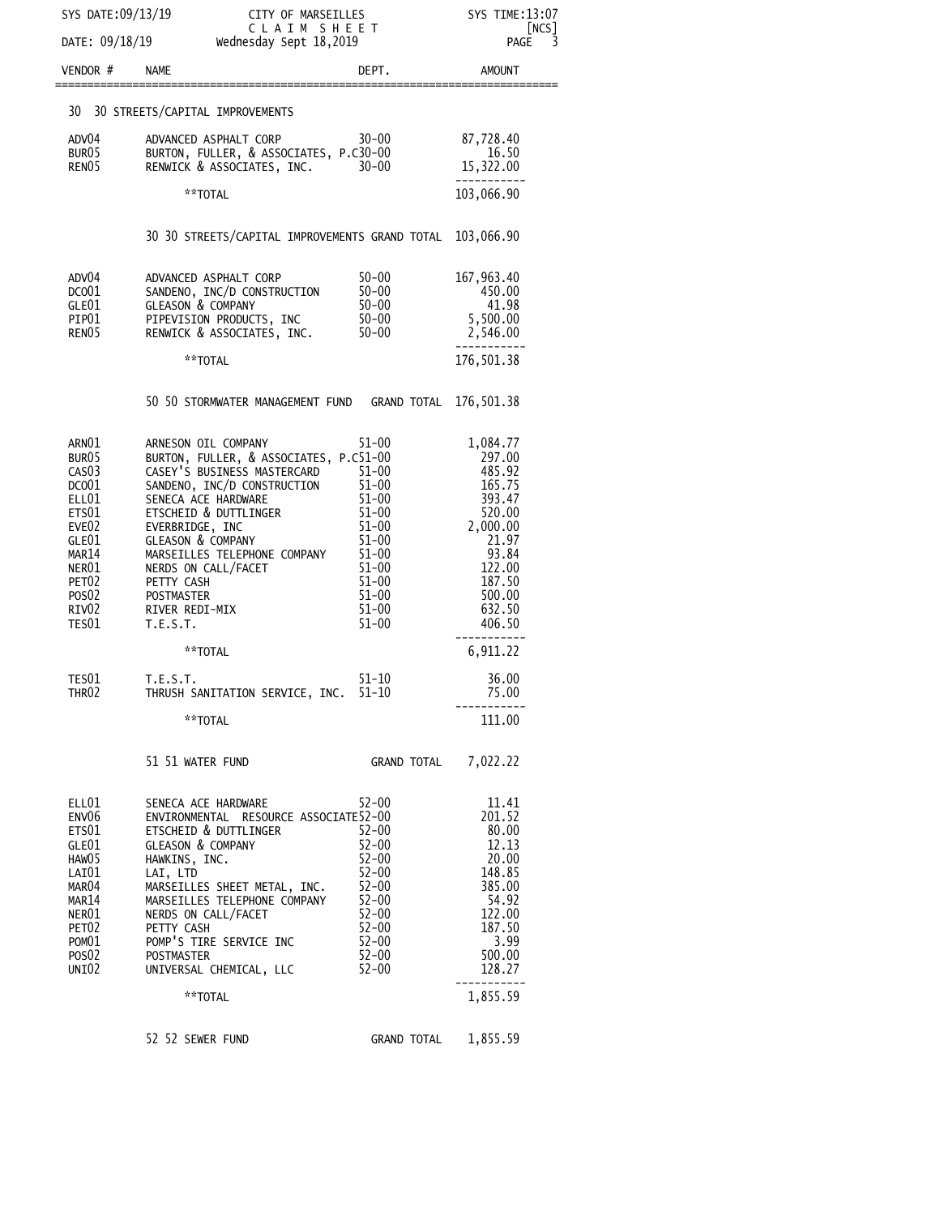CITY OF MARSEILLES
C L A I M  S H E E T
Wednesday Sept 18,2019

SYS DATE:09/13/19 | SYS TIME:13:07 | [NCS]
DATE: 09/18/19

| VENDOR # | NAME | DEPT. | AMOUNT |
|---|---|---|---|
| | **30 30 STREETS/CAPITAL IMPROVEMENTS** | | |
| ADV04 | ADVANCED ASPHALT CORP | 30-00 | 87,728.40 |
| BUR05 | BURTON, FULLER, & ASSOCIATES, P.C | 30-00 | 16.50 |
| REN05 | RENWICK & ASSOCIATES, INC. | 30-00 | 15,322.00 |
| | **TOTAL | | 103,066.90 |
| | 30 30 STREETS/CAPITAL IMPROVEMENTS GRAND TOTAL | | 103,066.90 |
| ADV04 | ADVANCED ASPHALT CORP | 50-00 | 167,963.40 |
| DCO01 | SANDENO, INC/D CONSTRUCTION | 50-00 | 450.00 |
| GLE01 | GLEASON & COMPANY | 50-00 | 41.98 |
| PIP01 | PIPEVISION PRODUCTS, INC | 50-00 | 5,500.00 |
| REN05 | RENWICK & ASSOCIATES, INC. | 50-00 | 2,546.00 |
| | **TOTAL | | 176,501.38 |
| | 50 50 STORMWATER MANAGEMENT FUND GRAND TOTAL | | 176,501.38 |
| ARN01 | ARNESON OIL COMPANY | 51-00 | 1,084.77 |
| BUR05 | BURTON, FULLER, & ASSOCIATES, P.C | 51-00 | 297.00 |
| CAS03 | CASEY'S BUSINESS MASTERCARD | 51-00 | 485.92 |
| DCO01 | SANDENO, INC/D CONSTRUCTION | 51-00 | 165.75 |
| ELL01 | SENECA ACE HARDWARE | 51-00 | 393.47 |
| ETS01 | ETSCHEID & DUTTLINGER | 51-00 | 520.00 |
| EVE02 | EVERBRIDGE, INC | 51-00 | 2,000.00 |
| GLE01 | GLEASON & COMPANY | 51-00 | 21.97 |
| MAR14 | MARSEILLES TELEPHONE COMPANY | 51-00 | 93.84 |
| NER01 | NERDS ON CALL/FACET | 51-00 | 122.00 |
| PET02 | PETTY CASH | 51-00 | 187.50 |
| POS02 | POSTMASTER | 51-00 | 500.00 |
| RIV02 | RIVER REDI-MIX | 51-00 | 632.50 |
| TES01 | T.E.S.T. | 51-00 | 406.50 |
| | **TOTAL | | 6,911.22 |
| TES01 | T.E.S.T. | 51-10 | 36.00 |
| THR02 | THRUSH SANITATION SERVICE, INC. | 51-10 | 75.00 |
| | **TOTAL | | 111.00 |
| | 51 51 WATER FUND GRAND TOTAL | | 7,022.22 |
| ELL01 | SENECA ACE HARDWARE | 52-00 | 11.41 |
| ENV06 | ENVIRONMENTAL RESOURCE ASSOCIATE | 52-00 | 201.52 |
| ETS01 | ETSCHEID & DUTTLINGER | 52-00 | 80.00 |
| GLE01 | GLEASON & COMPANY | 52-00 | 12.13 |
| HAW05 | HAWKINS, INC. | 52-00 | 20.00 |
| LAI01 | LAI, LTD | 52-00 | 148.85 |
| MAR04 | MARSEILLES SHEET METAL, INC. | 52-00 | 385.00 |
| MAR14 | MARSEILLES TELEPHONE COMPANY | 52-00 | 54.92 |
| NER01 | NERDS ON CALL/FACET | 52-00 | 122.00 |
| PET02 | PETTY CASH | 52-00 | 187.50 |
| POM01 | POMP'S TIRE SERVICE INC | 52-00 | 3.99 |
| POS02 | POSTMASTER | 52-00 | 500.00 |
| UNI02 | UNIVERSAL CHEMICAL, LLC | 52-00 | 128.27 |
| | **TOTAL | | 1,855.59 |
| | 52 52 SEWER FUND GRAND TOTAL | | 1,855.59 |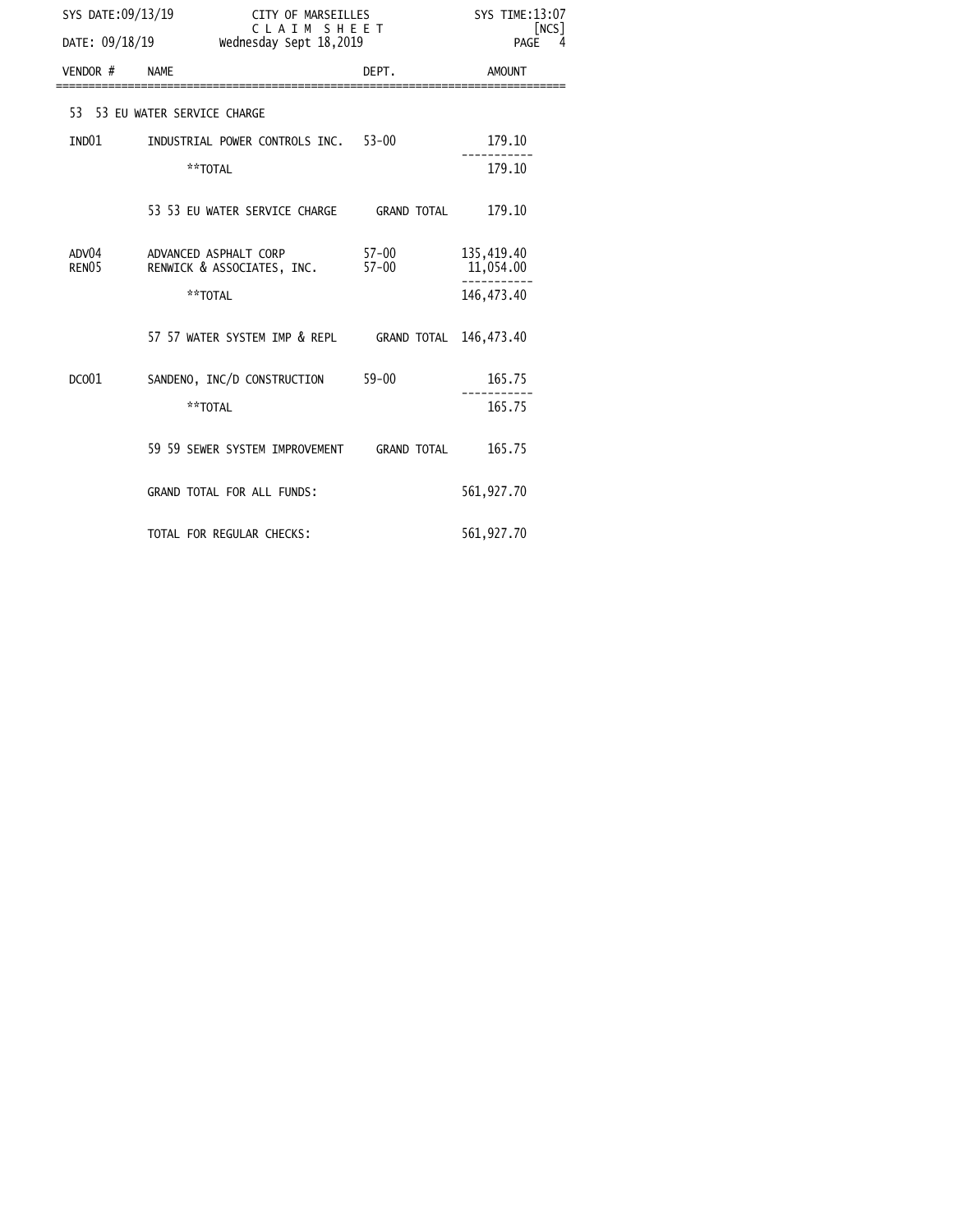SYS DATE:09/13/19 CITY OF MARSEILLES SYS TIME:13:07

C L A I M S H E E T [NCS]

DATE: 09/18/19 Wednesday Sept 18,2019

| VENDOR # | NAME | DEPT. | AMOUNT |
|---|---|---|---|
| 53 | 53 EU WATER SERVICE CHARGE | | |
| IND01 | INDUSTRIAL POWER CONTROLS INC. | 53-00 | 179.10 |
| | **TOTAL | | 179.10 |
| | 53 53 EU WATER SERVICE CHARGE | GRAND TOTAL | 179.10 |
| ADV04 | ADVANCED ASPHALT CORP | 57-00 | 135,419.40 |
| REN05 | RENWICK & ASSOCIATES, INC. | 57-00 | 11,054.00 |
| | **TOTAL | | 146,473.40 |
| | 57 57 WATER SYSTEM IMP & REPL | GRAND TOTAL | 146,473.40 |
| DCO01 | SANDENO, INC/D CONSTRUCTION | 59-00 | 165.75 |
| | **TOTAL | | 165.75 |
| | 59 59 SEWER SYSTEM IMPROVEMENT | GRAND TOTAL | 165.75 |
| | GRAND TOTAL FOR ALL FUNDS: | | 561,927.70 |
| | TOTAL FOR REGULAR CHECKS: | | 561,927.70 |